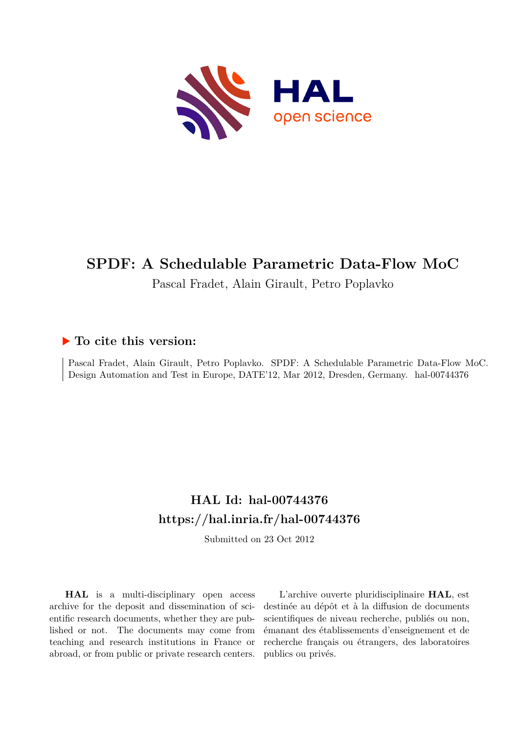# SPDF: A Schedulable Parametric Data-Flow MoC

Pascal Fradet, Alain Girault, Petro Poplavko

## ▶ To cite this version:

Pascal Fradet, Alain Girault, Petro Poplavko. SPDF: A Schedulable Parametric Data-Flow MoC. Design Automation and Test in Europe, DATE'12, Mar 2012, Dresden, Germany. hal-00744376

## HAL Id: hal-00744376
## https://hal.inria.fr/hal-00744376

Submitted on 23 Oct 2012

**HAL** is a multi-disciplinary open access archive for the deposit and dissemination of scientific research documents, whether they are published or not. The documents may come from teaching and research institutions in France or abroad, or from public or private research centers.

L'archive ouverte pluridisciplinaire **HAL**, est destinée au dépôt et à la diffusion de documents scientifiques de niveau recherche, publiés ou non, émanant des établissements d'enseignement et de recherche français ou étrangers, des laboratoires publics ou privés.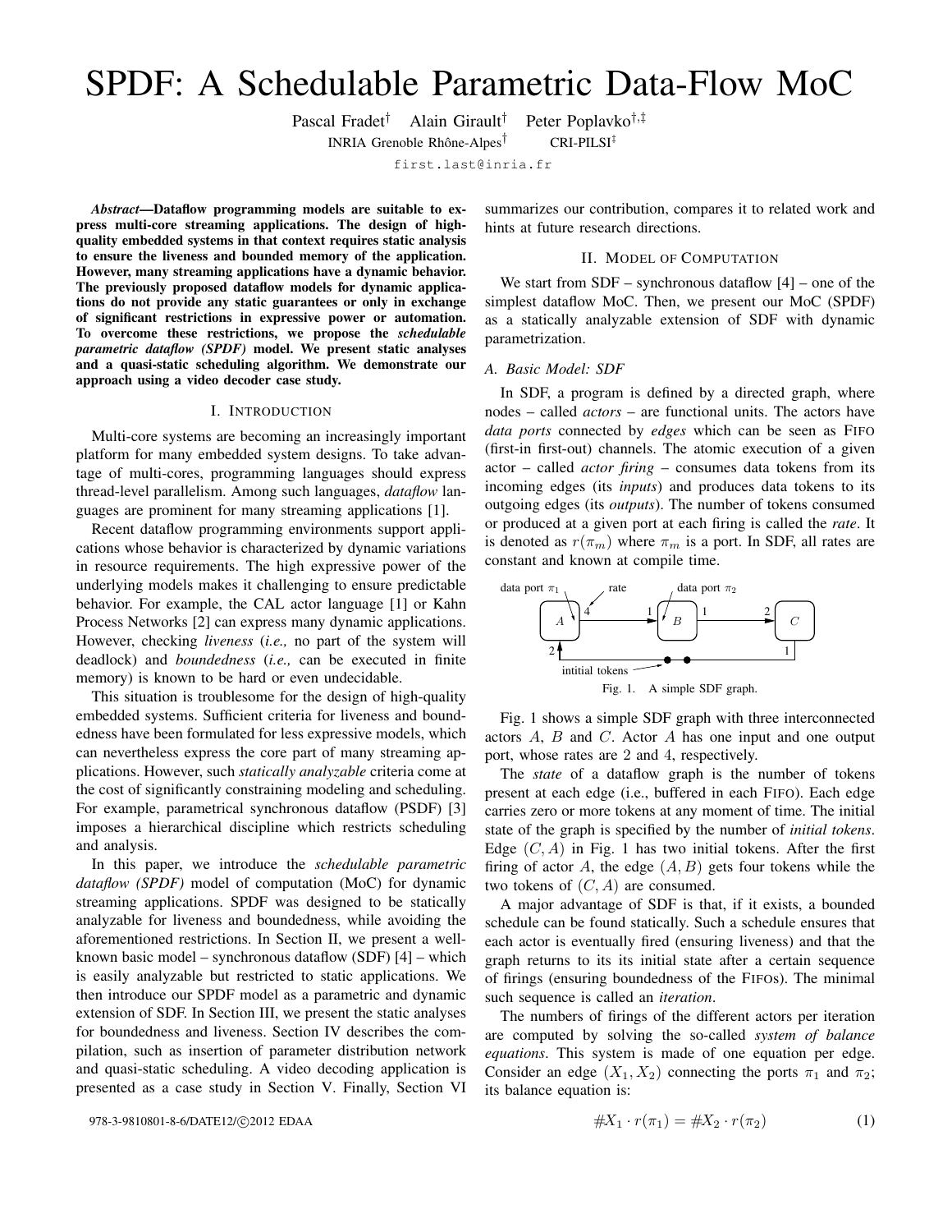# SPDF: A Schedulable Parametric Data-Flow MoC

Pascal Fradet[†] Alain Girault[†] Peter Poplavko[†,‡]

INRIA Grenoble Rhône-Alpes[†] CRI-PILSI[‡]

first.last@inria.fr

***Abstract*—Dataflow programming models are suitable to express multi-core streaming applications. The design of high-quality embedded systems in that context requires static analysis to ensure the liveness and bounded memory of the application. However, many streaming applications have a dynamic behavior. The previously proposed dataflow models for dynamic applications do not provide any static guarantees or only in exchange of significant restrictions in expressive power or automation. To overcome these restrictions, we propose the *schedulable parametric dataflow (SPDF)* model. We present static analyses and a quasi-static scheduling algorithm. We demonstrate our approach using a video decoder case study.**

## I. Introduction

Multi-core systems are becoming an increasingly important platform for many embedded system designs. To take advantage of multi-cores, programming languages should express thread-level parallelism. Among such languages, *dataflow* languages are prominent for many streaming applications [1].

Recent dataflow programming environments support applications whose behavior is characterized by dynamic variations in resource requirements. The high expressive power of the underlying models makes it challenging to ensure predictable behavior. For example, the CAL actor language [1] or Kahn Process Networks [2] can express many dynamic applications. However, checking *liveness* (*i.e.,* no part of the system will deadlock) and *boundedness* (*i.e.,* can be executed in finite memory) is known to be hard or even undecidable.

This situation is troublesome for the design of high-quality embedded systems. Sufficient criteria for liveness and boundedness have been formulated for less expressive models, which can nevertheless express the core part of many streaming applications. However, such *statically analyzable* criteria come at the cost of significantly constraining modeling and scheduling. For example, parametrical synchronous dataflow (PSDF) [3] imposes a hierarchical discipline which restricts scheduling and analysis.

In this paper, we introduce the *schedulable parametric dataflow (SPDF)* model of computation (MoC) for dynamic streaming applications. SPDF was designed to be statically analyzable for liveness and boundedness, while avoiding the aforementioned restrictions. In Section II, we present a well-known basic model – synchronous dataflow (SDF) [4] – which is easily analyzable but restricted to static applications. We then introduce our SPDF model as a parametric and dynamic extension of SDF. In Section III, we present the static analyses for boundedness and liveness. Section IV describes the compilation, such as insertion of parameter distribution network and quasi-static scheduling. A video decoding application is presented as a case study in Section V. Finally, Section VI summarizes our contribution, compares it to related work and hints at future research directions.

## II. Model of Computation

We start from SDF – synchronous dataflow [4] – one of the simplest dataflow MoC. Then, we present our MoC (SPDF) as a statically analyzable extension of SDF with dynamic parametrization.

### A. Basic Model: SDF

In SDF, a program is defined by a directed graph, where nodes – called *actors* – are functional units. The actors have *data ports* connected by *edges* which can be seen as FIFO (first-in first-out) channels. The atomic execution of a given actor – called *actor firing* – consumes data tokens from its incoming edges (its *inputs*) and produces data tokens to its outgoing edges (its *outputs*). The number of tokens consumed or produced at a given port at each firing is called the *rate*. It is denoted as $r(\pi_m)$ where $\pi_m$ is a port. In SDF, all rates are constant and known at compile time.

Fig. 1. A simple SDF graph.

Fig. 1 shows a simple SDF graph with three interconnected actors $A$, $B$ and $C$. Actor $A$ has one input and one output port, whose rates are 2 and 4, respectively.

The *state* of a dataflow graph is the number of tokens present at each edge (i.e., buffered in each FIFO). Each edge carries zero or more tokens at any moment of time. The initial state of the graph is specified by the number of *initial tokens*. Edge $(C, A)$ in Fig. 1 has two initial tokens. After the first firing of actor $A$, the edge $(A, B)$ gets four tokens while the two tokens of $(C, A)$ are consumed.

A major advantage of SDF is that, if it exists, a bounded schedule can be found statically. Such a schedule ensures that each actor is eventually fired (ensuring liveness) and that the graph returns to its its initial state after a certain sequence of firings (ensuring boundedness of the FIFOs). The minimal such sequence is called an *iteration*.

The numbers of firings of the different actors per iteration are computed by solving the so-called *system of balance equations*. This system is made of one equation per edge. Consider an edge $(X_1, X_2)$ connecting the ports $\pi_1$ and $\pi_2$; its balance equation is:

$$\#X_1 \cdot r(\pi_1) = \#X_2 \cdot r(\pi_2) \tag{1}$$

978-3-9810801-8-6/DATE12/©2012 EDAA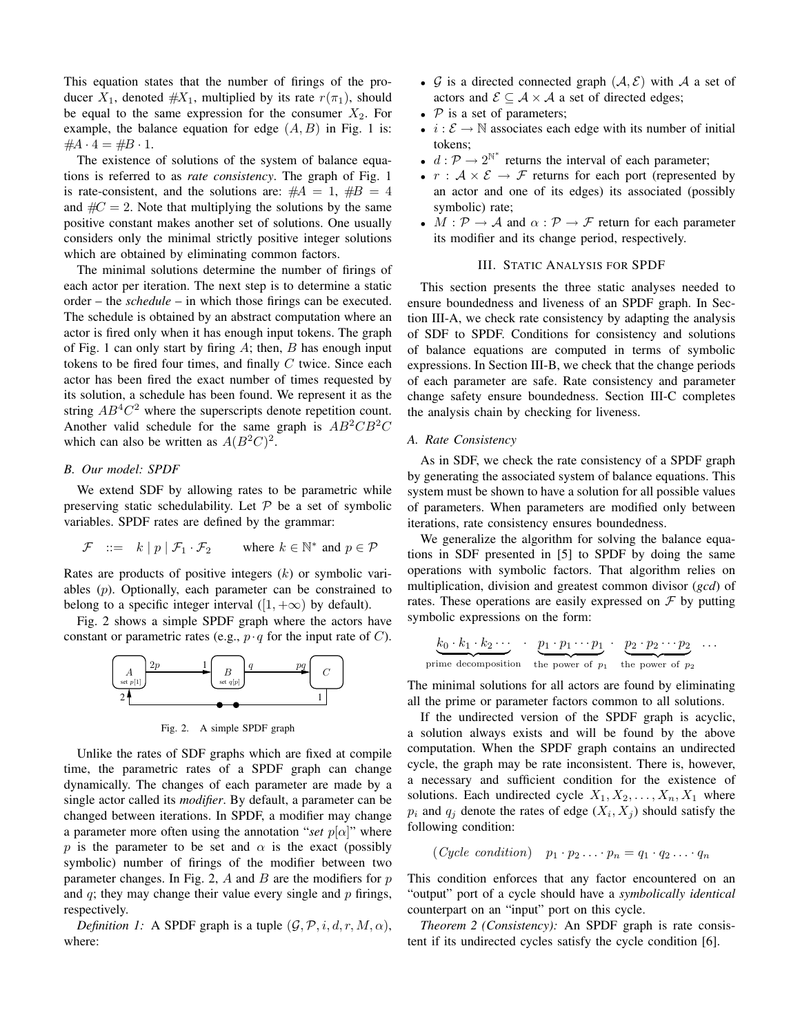This equation states that the number of firings of the producer $X_1$, denoted $\#X_1$, multiplied by its rate $r(\pi_1)$, should be equal to the same expression for the consumer $X_2$. For example, the balance equation for edge $(A, B)$ in Fig. 1 is: $\#A \cdot 4 = \#B \cdot 1$.

The existence of solutions of the system of balance equations is referred to as *rate consistency*. The graph of Fig. 1 is rate-consistent, and the solutions are: $\#A = 1$, $\#B = 4$ and $\#C = 2$. Note that multiplying the solutions by the same positive constant makes another set of solutions. One usually considers only the minimal strictly positive integer solutions which are obtained by eliminating common factors.

The minimal solutions determine the number of firings of each actor per iteration. The next step is to determine a static order – the *schedule* – in which those firings can be executed. The schedule is obtained by an abstract computation where an actor is fired only when it has enough input tokens. The graph of Fig. 1 can only start by firing $A$; then, $B$ has enough input tokens to be fired four times, and finally $C$ twice. Since each actor has been fired the exact number of times requested by its solution, a schedule has been found. We represent it as the string $AB^4C^2$ where the superscripts denote repetition count. Another valid schedule for the same graph is $AB^2CB^2C$ which can also be written as $A(B^2C)^2$.

### B. Our model: SPDF

We extend SDF by allowing rates to be parametric while preserving static schedulability. Let $\mathcal{P}$ be a set of symbolic variables. SPDF rates are defined by the grammar:

$$\mathcal{F} \quad ::= \quad k \mid p \mid \mathcal{F}_1 \cdot \mathcal{F}_2 \qquad \text{where } k \in \mathbb{N}^* \text{ and } p \in \mathcal{P}$$

Rates are products of positive integers ($k$) or symbolic variables ($p$). Optionally, each parameter can be constrained to belong to a specific integer interval ($[1, +\infty)$ by default).

Fig. 2 shows a simple SPDF graph where the actors have constant or parametric rates (e.g., $p \cdot q$ for the input rate of $C$).

Fig. 2. A simple SPDF graph

Unlike the rates of SDF graphs which are fixed at compile time, the parametric rates of a SPDF graph can change dynamically. The changes of each parameter are made by a single actor called its *modifier*. By default, a parameter can be changed between iterations. In SPDF, a modifier may change a parameter more often using the annotation "*set* $p[\alpha]$" where $p$ is the parameter to be set and $\alpha$ is the exact (possibly symbolic) number of firings of the modifier between two parameter changes. In Fig. 2, $A$ and $B$ are the modifiers for $p$ and $q$; they may change their value every single and $p$ firings, respectively.

*Definition 1:* A SPDF graph is a tuple $(\mathcal{G}, \mathcal{P}, i, d, r, M, \alpha)$, where:

- $\mathcal{G}$ is a directed connected graph $(\mathcal{A}, \mathcal{E})$ with $\mathcal{A}$ a set of actors and $\mathcal{E} \subseteq \mathcal{A} \times \mathcal{A}$ a set of directed edges;
- $\mathcal{P}$ is a set of parameters;
- $i : \mathcal{E} \to \mathbb{N}$ associates each edge with its number of initial tokens;
- $d : \mathcal{P} \to 2^{\mathbb{N}^*}$ returns the interval of each parameter;
- $r : \mathcal{A} \times \mathcal{E} \to \mathcal{F}$ returns for each port (represented by an actor and one of its edges) its associated (possibly symbolic) rate;
- $M : \mathcal{P} \to \mathcal{A}$ and $\alpha : \mathcal{P} \to \mathcal{F}$ return for each parameter its modifier and its change period, respectively.

## III. Static Analysis for SPDF

This section presents the three static analyses needed to ensure boundedness and liveness of an SPDF graph. In Section III-A, we check rate consistency by adapting the analysis of SDF to SPDF. Conditions for consistency and solutions of balance equations are computed in terms of symbolic expressions. In Section III-B, we check that the change periods of each parameter are safe. Rate consistency and parameter change safety ensure boundedness. Section III-C completes the analysis chain by checking for liveness.

### A. Rate Consistency

As in SDF, we check the rate consistency of a SPDF graph by generating the associated system of balance equations. This system must be shown to have a solution for all possible values of parameters. When parameters are modified only between iterations, rate consistency ensures boundedness.

We generalize the algorithm for solving the balance equations in SDF presented in [5] to SPDF by doing the same operations with symbolic factors. That algorithm relies on multiplication, division and greatest common divisor (*gcd*) of rates. These operations are easily expressed on $\mathcal{F}$ by putting symbolic expressions on the form:

$$\underbrace{k_0 \cdot k_1 \cdot k_2 \cdots}_{\text{prime decomposition}} \;\cdot\; \underbrace{p_1 \cdot p_1 \cdots p_1}_{\text{the power of } p_1} \cdot \underbrace{p_2 \cdot p_2 \cdots p_2}_{\text{the power of } p_2} \;\cdots$$

The minimal solutions for all actors are found by eliminating all the prime or parameter factors common to all solutions.

If the undirected version of the SPDF graph is acyclic, a solution always exists and will be found by the above computation. When the SPDF graph contains an undirected cycle, the graph may be rate inconsistent. There is, however, a necessary and sufficient condition for the existence of solutions. Each undirected cycle $X_1, X_2, \ldots, X_n, X_1$ where $p_i$ and $q_j$ denote the rates of edge $(X_i, X_j)$ should satisfy the following condition:

$$(\textit{Cycle condition}) \quad p_1 \cdot p_2 \ldots \cdot p_n = q_1 \cdot q_2 \ldots \cdot q_n$$

This condition enforces that any factor encountered on an "output" port of a cycle should have a *symbolically identical* counterpart on an "input" port on this cycle.

*Theorem 2 (Consistency):* An SPDF graph is rate consistent if its undirected cycles satisfy the cycle condition [6].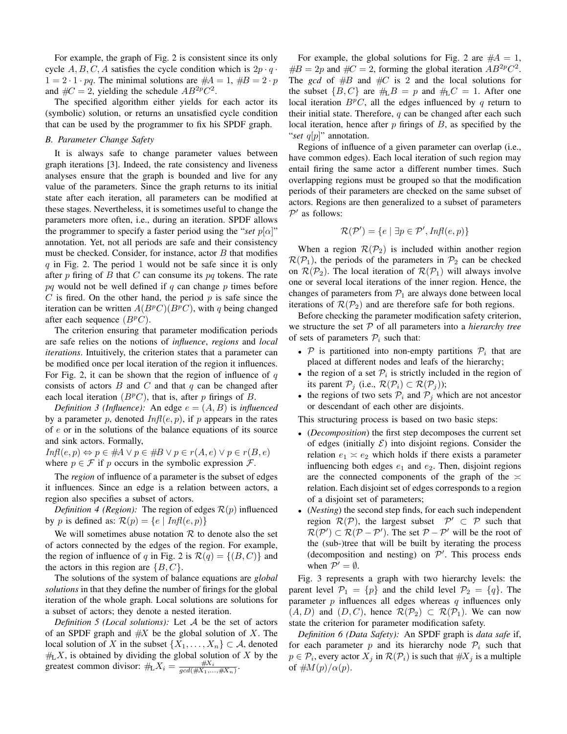For example, the graph of Fig. 2 is consistent since its only cycle $A, B, C, A$ satisfies the cycle condition which is $2p \cdot q \cdot 1 = 2 \cdot 1 \cdot pq$. The minimal solutions are $\#A = 1$, $\#B = 2 \cdot p$ and $\#C = 2$, yielding the schedule $AB^{2p}C^2$.

The specified algorithm either yields for each actor its (symbolic) solution, or returns an unsatisfied cycle condition that can be used by the programmer to fix his SPDF graph.

### B. Parameter Change Safety

It is always safe to change parameter values between graph iterations [3]. Indeed, the rate consistency and liveness analyses ensure that the graph is bounded and live for any value of the parameters. Since the graph returns to its initial state after each iteration, all parameters can be modified at these stages. Nevertheless, it is sometimes useful to change the parameters more often, i.e., during an iteration. SPDF allows the programmer to specify a faster period using the "*set* $p[\alpha]$" annotation. Yet, not all periods are safe and their consistency must be checked. Consider, for instance, actor $B$ that modifies $q$ in Fig. 2. The period 1 would not be safe since it is only after $p$ firing of $B$ that $C$ can consume its $pq$ tokens. The rate $pq$ would not be well defined if $q$ can change $p$ times before $C$ is fired. On the other hand, the period $p$ is safe since the iteration can be written $A(B^pC)(B^pC)$, with $q$ being changed after each sequence $(B^pC)$.

The criterion ensuring that parameter modification periods are safe relies on the notions of *influence*, *regions* and *local iterations*. Intuitively, the criterion states that a parameter can be modified once per local iteration of the region it influences. For Fig. 2, it can be shown that the region of influence of $q$ consists of actors $B$ and $C$ and that $q$ can be changed after each local iteration $(B^pC)$, that is, after $p$ firings of $B$.

*Definition 3 (Influence):* An edge $e = (A, B)$ is *influenced* by a parameter $p$, denoted $Infl(e, p)$, if $p$ appears in the rates of $e$ or in the solutions of the balance equations of its source and sink actors. Formally,

$Infl(e, p) \Leftrightarrow p \in \#A \lor p \in \#B \lor p \in r(A, e) \lor p \in r(B, e)$

where $p \in \mathcal{F}$ if $p$ occurs in the symbolic expression $\mathcal{F}$.

The *region* of influence of a parameter is the subset of edges it influences. Since an edge is a relation between actors, a region also specifies a subset of actors.

*Definition 4 (Region):* The region of edges $\mathcal{R}(p)$ influenced by $p$ is defined as: $\mathcal{R}(p) = \{e \mid Infl(e, p)\}$

We will sometimes abuse notation $\mathcal{R}$ to denote also the set of actors connected by the edges of the region. For example, the region of influence of $q$ in Fig. 2 is $\mathcal{R}(q) = \{(B, C)\}$ and the actors in this region are $\{B, C\}$.

The solutions of the system of balance equations are *global solutions* in that they define the number of firings for the global iteration of the whole graph. Local solutions are solutions for a subset of actors; they denote a nested iteration.

*Definition 5 (Local solutions):* Let $\mathcal{A}$ be the set of actors of an SPDF graph and $\#X$ be the global solution of $X$. The local solution of $X$ in the subset $\{X_1, \ldots, X_n\} \subset \mathcal{A}$, denoted $\#_{\text{L}}X$, is obtained by dividing the global solution of $X$ by the greatest common divisor: $\#_{\text{L}}X_i = \frac{\#X_i}{gcd(\#X_1, \ldots, \#X_n)}$.

For example, the global solutions for Fig. 2 are $\#A = 1$, $\#B = 2p$ and $\#C = 2$, forming the global iteration $AB^{2p}C^2$. The *gcd* of $\#B$ and $\#C$ is 2 and the local solutions for the subset $\{B, C\}$ are $\#_{\text{L}}B = p$ and $\#_{\text{L}}C = 1$. After one local iteration $B^pC$, all the edges influenced by $q$ return to their initial state. Therefore, $q$ can be changed after each such local iteration, hence after $p$ firings of $B$, as specified by the "*set* $q[p]$" annotation.

Regions of influence of a given parameter can overlap (i.e., have common edges). Each local iteration of such region may entail firing the same actor a different number times. Such overlapping regions must be grouped so that the modification periods of their parameters are checked on the same subset of actors. Regions are then generalized to a subset of parameters $\mathcal{P}'$ as follows:

$$\mathcal{R}(\mathcal{P}') = \{e \mid \exists p \in \mathcal{P}', Infl(e, p)\}$$

When a region $\mathcal{R}(\mathcal{P}_2)$ is included within another region $\mathcal{R}(\mathcal{P}_1)$, the periods of the parameters in $\mathcal{P}_2$ can be checked on $\mathcal{R}(\mathcal{P}_2)$. The local iteration of $\mathcal{R}(\mathcal{P}_1)$ will always involve one or several local iterations of the inner region. Hence, the changes of parameters from $\mathcal{P}_1$ are always done between local iterations of $\mathcal{R}(\mathcal{P}_2)$ and are therefore safe for both regions.

Before checking the parameter modification safety criterion, we structure the set $\mathcal{P}$ of all parameters into a *hierarchy tree* of sets of parameters $\mathcal{P}_i$ such that:

- $\mathcal{P}$ is partitioned into non-empty partitions $\mathcal{P}_i$ that are placed at different nodes and leafs of the hierarchy;
- the region of a set $\mathcal{P}_i$ is strictly included in the region of its parent $\mathcal{P}_j$ (i.e., $\mathcal{R}(\mathcal{P}_i) \subset \mathcal{R}(\mathcal{P}_j)$);
- the regions of two sets $\mathcal{P}_i$ and $\mathcal{P}_j$ which are not ancestor or descendant of each other are disjoints.

This structuring process is based on two basic steps:

- (*Decomposition*) the first step decomposes the current set of edges (initially $\mathcal{E}$) into disjoint regions. Consider the relation $e_1 \asymp e_2$ which holds if there exists a parameter influencing both edges $e_1$ and $e_2$. Then, disjoint regions are the connected components of the graph of the $\asymp$ relation. Each disjoint set of edges corresponds to a region of a disjoint set of parameters;
- (*Nesting*) the second step finds, for each such independent region $\mathcal{R}(\mathcal{P})$, the largest subset $\mathcal{P}' \subset \mathcal{P}$ such that $\mathcal{R}(\mathcal{P}') \subset \mathcal{R}(\mathcal{P} - \mathcal{P}')$. The set $\mathcal{P} - \mathcal{P}'$ will be the root of the (sub-)tree that will be built by iterating the process (decomposition and nesting) on $\mathcal{P}'$. This process ends when $\mathcal{P}' = \emptyset$.

Fig. 3 represents a graph with two hierarchy levels: the parent level $\mathcal{P}_1 = \{p\}$ and the child level $\mathcal{P}_2 = \{q\}$. The parameter $p$ influences all edges whereas $q$ influences only $(A, D)$ and $(D, C)$, hence $\mathcal{R}(\mathcal{P}_2) \subset \mathcal{R}(\mathcal{P}_1)$. We can now state the criterion for parameter modification safety.

*Definition 6 (Data Safety):* An SPDF graph is *data safe* if, for each parameter $p$ and its hierarchy node $\mathcal{P}_i$ such that $p \in \mathcal{P}_i$, every actor $X_j$ in $\mathcal{R}(\mathcal{P}_i)$ is such that $\#X_j$ is a multiple of $\#M(p)/\alpha(p)$.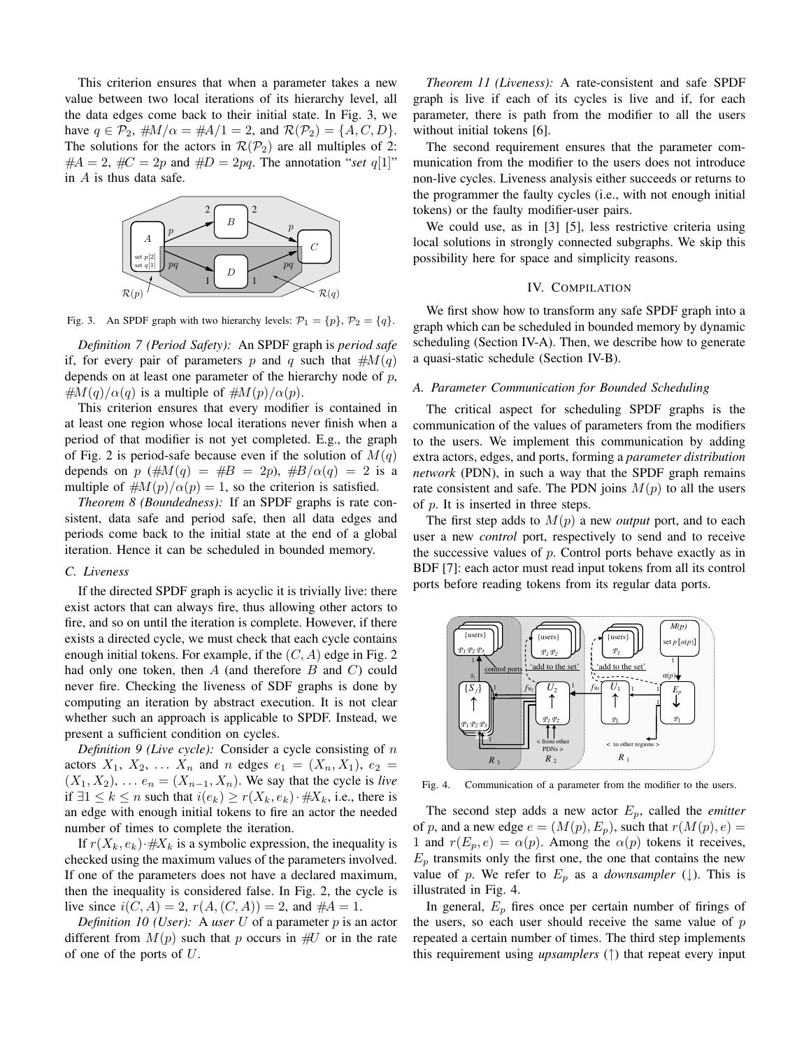This criterion ensures that when a parameter takes a new value between two local iterations of its hierarchy level, all the data edges come back to their initial state. In Fig. 3, we have $q \in \mathcal{P}_2$, $\#M/\alpha = \#A/1 = 2$, and $\mathcal{R}(\mathcal{P}_2) = \{A, C, D\}$. The solutions for the actors in $\mathcal{R}(\mathcal{P}_2)$ are all multiples of 2: $\#A = 2$, $\#C = 2p$ and $\#D = 2pq$. The annotation "*set* $q[1]$" in $A$ is thus data safe.

Fig. 3. An SPDF graph with two hierarchy levels: $\mathcal{P}_1 = \{p\}$, $\mathcal{P}_2 = \{q\}$.

*Definition 7 (Period Safety):* An SPDF graph is *period safe* if, for every pair of parameters $p$ and $q$ such that $\#M(q)$ depends on at least one parameter of the hierarchy node of $p$, $\#M(q)/\alpha(q)$ is a multiple of $\#M(p)/\alpha(p)$.

This criterion ensures that every modifier is contained in at least one region whose local iterations never finish when a period of that modifier is not yet completed. E.g., the graph of Fig. 2 is period-safe because even if the solution of $M(q)$ depends on $p$ ($\#M(q) = \#B = 2p$), $\#B/\alpha(q) = 2$ is a multiple of $\#M(p)/\alpha(p) = 1$, so the criterion is satisfied.

*Theorem 8 (Boundedness):* If an SPDF graphs is rate consistent, data safe and period safe, then all data edges and periods come back to the initial state at the end of a global iteration. Hence it can be scheduled in bounded memory.

### C. Liveness

If the directed SPDF graph is acyclic it is trivially live: there exist actors that can always fire, thus allowing other actors to fire, and so on until the iteration is complete. However, if there exists a directed cycle, we must check that each cycle contains enough initial tokens. For example, if the $(C, A)$ edge in Fig. 2 had only one token, then $A$ (and therefore $B$ and $C$) could never fire. Checking the liveness of SDF graphs is done by computing an iteration by abstract execution. It is not clear whether such an approach is applicable to SPDF. Instead, we present a sufficient condition on cycles.

*Definition 9 (Live cycle):* Consider a cycle consisting of $n$ actors $X_1, X_2, \ldots X_n$ and $n$ edges $e_1 = (X_n, X_1)$, $e_2 = (X_1, X_2)$, $\ldots e_n = (X_{n-1}, X_n)$. We say that the cycle is *live* if $\exists 1 \leq k \leq n$ such that $i(e_k) \geq r(X_k, e_k) \cdot \#X_k$, i.e., there is an edge with enough initial tokens to fire an actor the needed number of times to complete the iteration.

If $r(X_k, e_k) \cdot \#X_k$ is a symbolic expression, the inequality is checked using the maximum values of the parameters involved. If one of the parameters does not have a declared maximum, then the inequality is considered false. In Fig. 2, the cycle is live since $i(C, A) = 2$, $r(A, (C, A)) = 2$, and $\#A = 1$.

*Definition 10 (User):* A *user* $U$ of a parameter $p$ is an actor different from $M(p)$ such that $p$ occurs in $\#U$ or in the rate of one of the ports of $U$.

*Theorem 11 (Liveness):* A rate-consistent and safe SPDF graph is live if each of its cycles is live and if, for each parameter, there is path from the modifier to all the users without initial tokens [6].

The second requirement ensures that the parameter communication from the modifier to the users does not introduce non-live cycles. Liveness analysis either succeeds or returns to the programmer the faulty cycles (i.e., with not enough initial tokens) or the faulty modifier-user pairs.

We could use, as in [3] [5], less restrictive criteria using local solutions in strongly connected subgraphs. We skip this possibility here for space and simplicity reasons.

## IV. Compilation

We first show how to transform any safe SPDF graph into a graph which can be scheduled in bounded memory by dynamic scheduling (Section IV-A). Then, we describe how to generate a quasi-static schedule (Section IV-B).

### A. Parameter Communication for Bounded Scheduling

The critical aspect for scheduling SPDF graphs is the communication of the values of parameters from the modifiers to the users. We implement this communication by adding extra actors, edges, and ports, forming a *parameter distribution network* (PDN), in such a way that the SPDF graph remains rate consistent and safe. The PDN joins $M(p)$ to all the users of $p$. It is inserted in three steps.

The first step adds to $M(p)$ a new *output* port, and to each user a new *control* port, respectively to send and to receive the successive values of $p$. Control ports behave exactly as in BDF [7]: each actor must read input tokens from all its control ports before reading tokens from its regular data ports.

Fig. 4. Communication of a parameter from the modifier to the users.

The second step adds a new actor $E_p$, called the *emitter* of $p$, and a new edge $e = (M(p), E_p)$, such that $r(M(p), e) = 1$ and $r(E_p, e) = \alpha(p)$. Among the $\alpha(p)$ tokens it receives, $E_p$ transmits only the first one, the one that contains the new value of $p$. We refer to $E_p$ as a *downsampler* ($\downarrow$). This is illustrated in Fig. 4.

In general, $E_p$ fires once per certain number of firings of the users, so each user should receive the same value of $p$ repeated a certain number of times. The third step implements this requirement using *upsamplers* ($\uparrow$) that repeat every input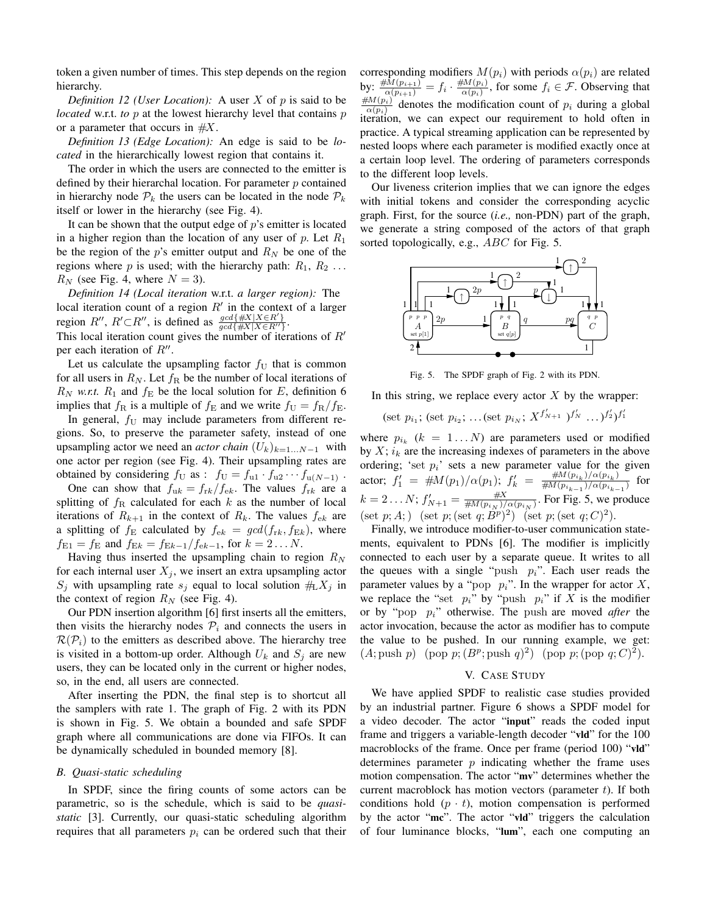token a given number of times. This step depends on the region hierarchy.

*Definition 12 (User Location):* A user $X$ of $p$ is said to be *located* w.r.t. *to* $p$ at the lowest hierarchy level that contains $p$ or a parameter that occurs in $\#X$.

*Definition 13 (Edge Location):* An edge is said to be *located* in the hierarchically lowest region that contains it.

The order in which the users are connected to the emitter is defined by their hierarchal location. For parameter $p$ contained in hierarchy node $\mathcal{P}_k$ the users can be located in the node $\mathcal{P}_k$ itself or lower in the hierarchy (see Fig. 4).

It can be shown that the output edge of $p$'s emitter is located in a higher region than the location of any user of $p$. Let $R_1$ be the region of the $p$'s emitter output and $R_N$ be one of the regions where $p$ is used; with the hierarchy path: $R_1$, $R_2$ ... $R_N$ (see Fig. 4, where $N = 3$).

*Definition 14 (Local iteration* w.r.t. *a larger region):* The local iteration count of a region $R'$ in the context of a larger region $R''$, $R' \subset R''$, is defined as $\frac{gcd\{\#X | X \in R'\}}{gcd\{\#X | X \in R''\}}$.
This local iteration count gives the number of iterations of $R'$ per each iteration of $R''$.

Let us calculate the upsampling factor $f_{\mathrm{U}}$ that is common for all users in $R_N$. Let $f_{\mathrm{R}}$ be the number of local iterations of $R_N$ *w.r.t.* $R_1$ and $f_{\mathrm{E}}$ be the local solution for $E$, definition 6 implies that $f_{\mathrm{R}}$ is a multiple of $f_{\mathrm{E}}$ and we write $f_{\mathrm{U}} = f_{\mathrm{R}}/f_{\mathrm{E}}$.

In general, $f_{\mathrm{U}}$ may include parameters from different regions. So, to preserve the parameter safety, instead of one upsampling actor we need an *actor chain* $(U_k)_{k=1...N-1}$ with one actor per region (see Fig. 4). Their upsampling rates are obtained by considering $f_{\mathrm{U}}$ as : $f_{\mathrm{U}} = f_{\mathrm{u}1} \cdot f_{\mathrm{u}2} \cdots f_{\mathrm{u}(N-1)}$ .

One can show that $f_{\mathrm{u}k} = f_{\mathrm{r}k}/f_{\mathrm{e}k}$. The values $f_{\mathrm{r}k}$ are a splitting of $f_{\mathrm{R}}$ calculated for each $k$ as the number of local iterations of $R_{k+1}$ in the context of $R_k$. The values $f_{\mathrm{e}k}$ are a splitting of $f_{\mathrm{E}}$ calculated by $f_{\mathrm{e}k} = gcd(f_{\mathrm{r}k}, f_{\mathrm{E}k})$, where $f_{\mathrm{E}1} = f_{\mathrm{E}}$ and $f_{\mathrm{E}k} = f_{\mathrm{E}k-1}/f_{\mathrm{e}k-1}$, for $k = 2 \ldots N$.

Having thus inserted the upsampling chain to region $R_N$ for each internal user $X_j$, we insert an extra upsampling actor $S_j$ with upsampling rate $s_j$ equal to local solution $\#_{\mathrm{L}}X_j$ in the context of region $R_N$ (see Fig. 4).

Our PDN insertion algorithm [6] first inserts all the emitters, then visits the hierarchy nodes $\mathcal{P}_i$ and connects the users in $\mathcal{R}(\mathcal{P}_i)$ to the emitters as described above. The hierarchy tree is visited in a bottom-up order. Although $U_k$ and $S_j$ are new users, they can be located only in the current or higher nodes, so, in the end, all users are connected.

After inserting the PDN, the final step is to shortcut all the samplers with rate 1. The graph of Fig. 2 with its PDN is shown in Fig. 5. We obtain a bounded and safe SPDF graph where all communications are done via FIFOs. It can be dynamically scheduled in bounded memory [8].

### B. Quasi-static scheduling

In SPDF, since the firing counts of some actors can be parametric, so is the schedule, which is said to be *quasi-static* [3]. Currently, our quasi-static scheduling algorithm requires that all parameters $p_i$ can be ordered such that their corresponding modifiers $M(p_i)$ with periods $\alpha(p_i)$ are related by: $\frac{\#M(p_{i+1})}{\alpha(p_{i+1})} = f_i \cdot \frac{\#M(p_i)}{\alpha(p_i)}$, for some $f_i \in \mathcal{F}$. Observing that $\frac{\#M(p_i)}{\alpha(p_i)}$ denotes the modification count of $p_i$ during a global iteration, we can expect our requirement to hold often in practice. A typical streaming application can be represented by nested loops where each parameter is modified exactly once at a certain loop level. The ordering of parameters corresponds to the different loop levels.

Our liveness criterion implies that we can ignore the edges with initial tokens and consider the corresponding acyclic graph. First, for the source (*i.e.,* non-PDN) part of the graph, we generate a string composed of the actors of that graph sorted topologically, e.g., $ABC$ for Fig. 5.

Fig. 5. The SPDF graph of Fig. 2 with its PDN.

In this string, we replace every actor $X$ by the wrapper:

$$(\text{set } p_{i_1}; (\text{set } p_{i_2}; \ldots (\text{set } p_{i_N}; X^{f'_{N+1}})^{f'_N} \ldots)^{f'_2})^{f'_1}$$

where $p_{i_k}$ ($k = 1 \ldots N$) are parameters used or modified by $X$; $i_k$ are the increasing indexes of parameters in the above ordering; 'set $p_i$' sets a new parameter value for the given actor; $f'_1 = \#M(p_1)/\alpha(p_1)$; $f'_k = \frac{\#M(p_{i_k})/\alpha(p_{i_k})}{\#M(p_{i_{k-1}})/\alpha(p_{i_{k-1}})}$ for $k = 2 \ldots N$; $f'_{N+1} = \frac{\#X}{\#M(p_{i_N})/\alpha(p_{i_N})}$. For Fig. 5, we produce $(\text{set } p; A;)$ $(\text{set } p; (\text{set } q; B^p)^2)$ $(\text{set } p; (\text{set } q; C)^2)$.

Finally, we introduce modifier-to-user communication statements, equivalent to PDNs [6]. The modifier is implicitly connected to each user by a separate queue. It writes to all the queues with a single "push $p_i$". Each user reads the parameter values by a "pop $p_i$". In the wrapper for actor $X$, we replace the "set $p_i$" by "push $p_i$" if $X$ is the modifier or by "pop $p_i$" otherwise. The push are moved *after* the actor invocation, because the actor as modifier has to compute the value to be pushed. In our running example, we get: $(A; \text{push } p)$ $(\text{pop } p; (B^p; \text{push } q)^2)$ $(\text{pop } p; (\text{pop } q; C)^2)$.

## V. Case Study

We have applied SPDF to realistic case studies provided by an industrial partner. Figure 6 shows a SPDF model for a video decoder. The actor "**input**" reads the coded input frame and triggers a variable-length decoder "**vld**" for the 100 macroblocks of the frame. Once per frame (period 100) "**vld**" determines parameter $p$ indicating whether the frame uses motion compensation. The actor "**mv**" determines whether the current macroblock has motion vectors (parameter $t$). If both conditions hold ($p \cdot t$), motion compensation is performed by the actor "**mc**". The actor "**vld**" triggers the calculation of four luminance blocks, "**lum**", each one computing an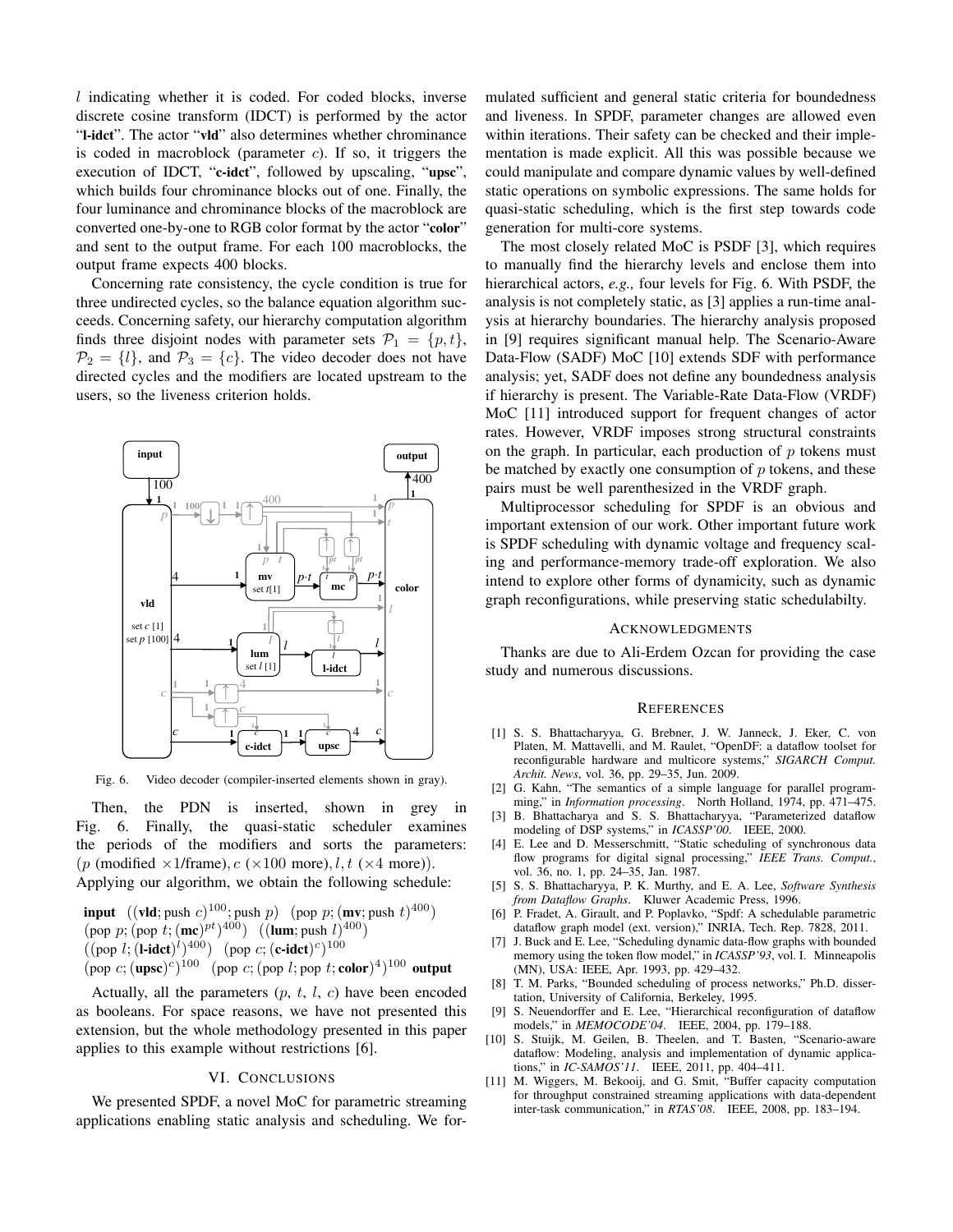$l$ indicating whether it is coded. For coded blocks, inverse discrete cosine transform (IDCT) is performed by the actor "**l-idct**". The actor "**vld**" also determines whether chrominance is coded in macroblock (parameter $c$). If so, it triggers the execution of IDCT, "**c-idct**", followed by upscaling, "**upsc**", which builds four chrominance blocks out of one. Finally, the four luminance and chrominance blocks of the macroblock are converted one-by-one to RGB color format by the actor "**color**" and sent to the output frame. For each 100 macroblocks, the output frame expects 400 blocks.

Concerning rate consistency, the cycle condition is true for three undirected cycles, so the balance equation algorithm succeeds. Concerning safety, our hierarchy computation algorithm finds three disjoint nodes with parameter sets $\mathcal{P}_1 = \{p, t\}$, $\mathcal{P}_2 = \{l\}$, and $\mathcal{P}_3 = \{c\}$. The video decoder does not have directed cycles and the modifiers are located upstream to the users, so the liveness criterion holds.

input
output
100
400
vld
set $c$ [1]
set $p$ [100]
mv
set $t$[1]
mc
lum
set $l$ [1]
l-idct
c-idct
upsc
color

Fig. 6. Video decoder (compiler-inserted elements shown in gray).

Then, the PDN is inserted, shown in grey in Fig. 6. Finally, the quasi-static scheduler examines the periods of the modifiers and sorts the parameters: $(p \text{ (modified } \times 1\text{/frame)}, c\ (\times 100 \text{ more}), l, t\ (\times 4 \text{ more}))$. Applying our algorithm, we obtain the following schedule:

**input** $((\textbf{vld}; \text{push } c)^{100}; \text{push } p)$ $(\text{pop } p; (\textbf{mv}; \text{push } t)^{400})$ $(\text{pop } p; (\text{pop } t; (\textbf{mc})^{pt})^{400})$ $((\textbf{lum}; \text{push } l)^{400})$ $((\text{pop } l; (\textbf{l-idct})^{l})^{400})$ $(\text{pop } c; (\textbf{c-idct})^{c})^{100}$ $(\text{pop } c; (\textbf{upsc})^{c})^{100}$ $(\text{pop } c; (\text{pop } l; \text{pop } t; \textbf{color})^{4})^{100}$ **output**

Actually, all the parameters ($p$, $t$, $l$, $c$) have been encoded as booleans. For space reasons, we have not presented this extension, but the whole methodology presented in this paper applies to this example without restrictions [6].

## VI. Conclusions

We presented SPDF, a novel MoC for parametric streaming applications enabling static analysis and scheduling. We formulated sufficient and general static criteria for boundedness and liveness. In SPDF, parameter changes are allowed even within iterations. Their safety can be checked and their implementation is made explicit. All this was possible because we could manipulate and compare dynamic values by well-defined static operations on symbolic expressions. The same holds for quasi-static scheduling, which is the first step towards code generation for multi-core systems.

The most closely related MoC is PSDF [3], which requires to manually find the hierarchy levels and enclose them into hierarchical actors, *e.g.,* four levels for Fig. 6. With PSDF, the analysis is not completely static, as [3] applies a run-time analysis at hierarchy boundaries. The hierarchy analysis proposed in [9] requires significant manual help. The Scenario-Aware Data-Flow (SADF) MoC [10] extends SDF with performance analysis; yet, SADF does not define any boundedness analysis if hierarchy is present. The Variable-Rate Data-Flow (VRDF) MoC [11] introduced support for frequent changes of actor rates. However, VRDF imposes strong structural constraints on the graph. In particular, each production of $p$ tokens must be matched by exactly one consumption of $p$ tokens, and these pairs must be well parenthesized in the VRDF graph.

Multiprocessor scheduling for SPDF is an obvious and important extension of our work. Other important future work is SPDF scheduling with dynamic voltage and frequency scaling and performance-memory trade-off exploration. We also intend to explore other forms of dynamicity, such as dynamic graph reconfigurations, while preserving static schedulabilty.

## Acknowledgments

Thanks are due to Ali-Erdem Ozcan for providing the case study and numerous discussions.

## References

[1] S. S. Bhattacharyya, G. Brebner, J. W. Janneck, J. Eker, C. von Platen, M. Mattavelli, and M. Raulet, "OpenDF: a dataflow toolset for reconfigurable hardware and multicore systems," *SIGARCH Comput. Archit. News*, vol. 36, pp. 29–35, Jun. 2009.

[2] G. Kahn, "The semantics of a simple language for parallel programming," in *Information processing*. North Holland, 1974, pp. 471–475.

[3] B. Bhattacharya and S. S. Bhattacharyya, "Parameterized dataflow modeling of DSP systems," in *ICASSP'00*. IEEE, 2000.

[4] E. Lee and D. Messerschmitt, "Static scheduling of synchronous data flow programs for digital signal processing," *IEEE Trans. Comput.*, vol. 36, no. 1, pp. 24–35, Jan. 1987.

[5] S. S. Bhattacharyya, P. K. Murthy, and E. A. Lee, *Software Synthesis from Dataflow Graphs*. Kluwer Academic Press, 1996.

[6] P. Fradet, A. Girault, and P. Poplavko, "Spdf: A schedulable parametric dataflow graph model (ext. version)," INRIA, Tech. Rep. 7828, 2011.

[7] J. Buck and E. Lee, "Scheduling dynamic data-flow graphs with bounded memory using the token flow model," in *ICASSP'93*, vol. I. Minneapolis (MN), USA: IEEE, Apr. 1993, pp. 429–432.

[8] T. M. Parks, "Bounded scheduling of process networks," Ph.D. dissertation, University of California, Berkeley, 1995.

[9] S. Neuendorffer and E. Lee, "Hierarchical reconfiguration of dataflow models," in *MEMOCODE'04*. IEEE, 2004, pp. 179–188.

[10] S. Stuijk, M. Geilen, B. Theelen, and T. Basten, "Scenario-aware dataflow: Modeling, analysis and implementation of dynamic applications," in *IC-SAMOS'11*. IEEE, 2011, pp. 404–411.

[11] M. Wiggers, M. Bekooij, and G. Smit, "Buffer capacity computation for throughput constrained streaming applications with data-dependent inter-task communication," in *RTAS'08*. IEEE, 2008, pp. 183–194.